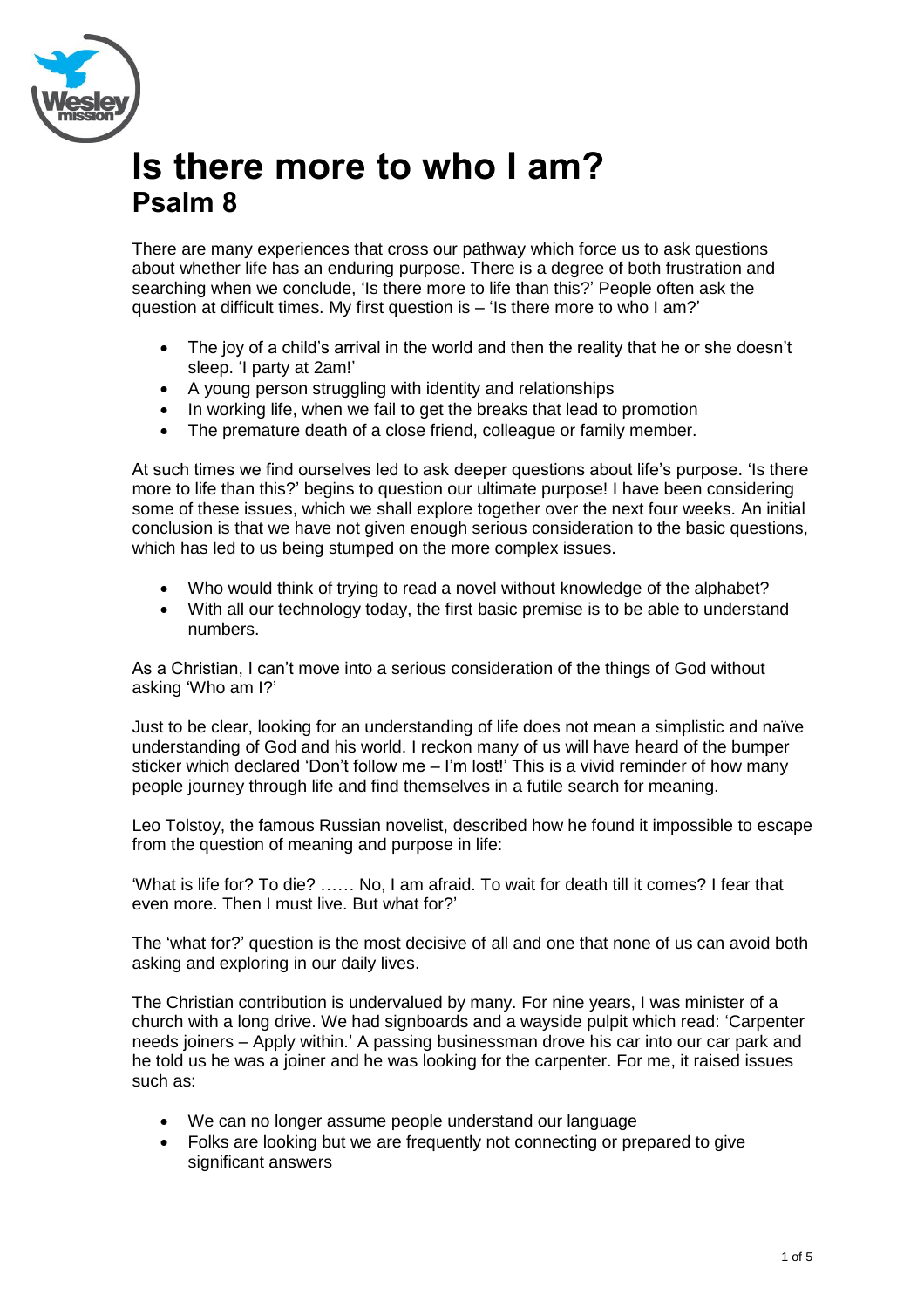# Is there more to who I am?
## Psalm 8

There are many experiences that cross our pathway which force us to ask questions about whether life has an enduring purpose. There is a degree of both frustration and searching when we conclude, 'Is there more to life than this?' People often ask the question at difficult times. My first question is – 'Is there more to who I am?'

- The joy of a child's arrival in the world and then the reality that he or she doesn't sleep. 'I party at 2am!'
- A young person struggling with identity and relationships
- In working life, when we fail to get the breaks that lead to promotion
- The premature death of a close friend, colleague or family member.

At such times we find ourselves led to ask deeper questions about life's purpose. 'Is there more to life than this?' begins to question our ultimate purpose! I have been considering some of these issues, which we shall explore together over the next four weeks. An initial conclusion is that we have not given enough serious consideration to the basic questions, which has led to us being stumped on the more complex issues.

- Who would think of trying to read a novel without knowledge of the alphabet?
- With all our technology today, the first basic premise is to be able to understand numbers.

As a Christian, I can't move into a serious consideration of the things of God without asking 'Who am I?'

Just to be clear, looking for an understanding of life does not mean a simplistic and naïve understanding of God and his world. I reckon many of us will have heard of the bumper sticker which declared 'Don't follow me – I'm lost!' This is a vivid reminder of how many people journey through life and find themselves in a futile search for meaning.

Leo Tolstoy, the famous Russian novelist, described how he found it impossible to escape from the question of meaning and purpose in life:

'What is life for? To die? …… No, I am afraid. To wait for death till it comes? I fear that even more. Then I must live. But what for?'

The 'what for?' question is the most decisive of all and one that none of us can avoid both asking and exploring in our daily lives.

The Christian contribution is undervalued by many. For nine years, I was minister of a church with a long drive. We had signboards and a wayside pulpit which read: 'Carpenter needs joiners – Apply within.' A passing businessman drove his car into our car park and he told us he was a joiner and he was looking for the carpenter. For me, it raised issues such as:

- We can no longer assume people understand our language
- Folks are looking but we are frequently not connecting or prepared to give significant answers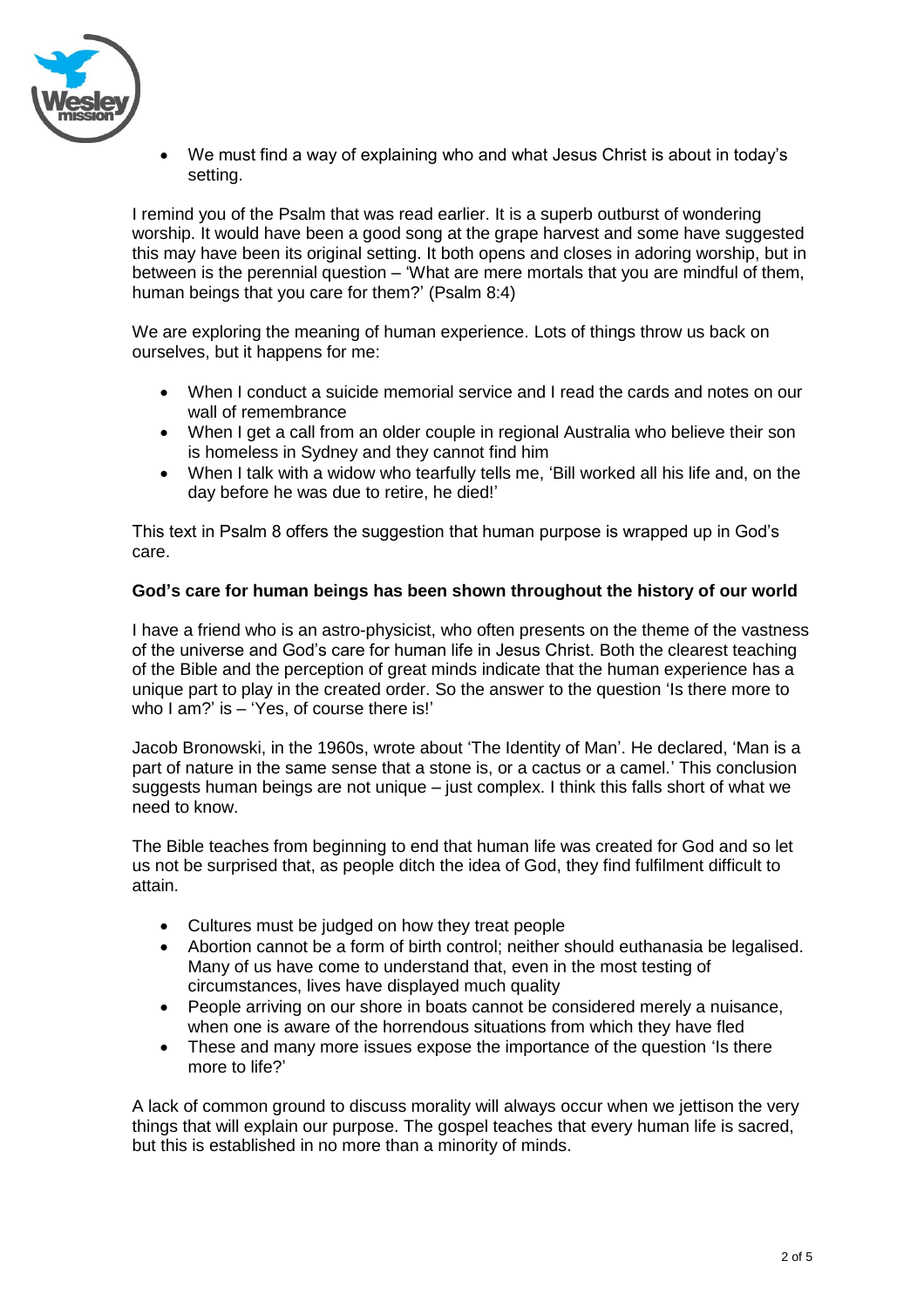- We must find a way of explaining who and what Jesus Christ is about in today's setting.

I remind you of the Psalm that was read earlier. It is a superb outburst of wondering worship. It would have been a good song at the grape harvest and some have suggested this may have been its original setting. It both opens and closes in adoring worship, but in between is the perennial question – 'What are mere mortals that you are mindful of them, human beings that you care for them?' (Psalm 8:4)

We are exploring the meaning of human experience. Lots of things throw us back on ourselves, but it happens for me:

- When I conduct a suicide memorial service and I read the cards and notes on our wall of remembrance
- When I get a call from an older couple in regional Australia who believe their son is homeless in Sydney and they cannot find him
- When I talk with a widow who tearfully tells me, 'Bill worked all his life and, on the day before he was due to retire, he died!'

This text in Psalm 8 offers the suggestion that human purpose is wrapped up in God's care.

**God's care for human beings has been shown throughout the history of our world**

I have a friend who is an astro-physicist, who often presents on the theme of the vastness of the universe and God's care for human life in Jesus Christ. Both the clearest teaching of the Bible and the perception of great minds indicate that the human experience has a unique part to play in the created order. So the answer to the question 'Is there more to who I am?' is – 'Yes, of course there is!'

Jacob Bronowski, in the 1960s, wrote about 'The Identity of Man'. He declared, 'Man is a part of nature in the same sense that a stone is, or a cactus or a camel.' This conclusion suggests human beings are not unique – just complex. I think this falls short of what we need to know.

The Bible teaches from beginning to end that human life was created for God and so let us not be surprised that, as people ditch the idea of God, they find fulfilment difficult to attain.

- Cultures must be judged on how they treat people
- Abortion cannot be a form of birth control; neither should euthanasia be legalised. Many of us have come to understand that, even in the most testing of circumstances, lives have displayed much quality
- People arriving on our shore in boats cannot be considered merely a nuisance, when one is aware of the horrendous situations from which they have fled
- These and many more issues expose the importance of the question 'Is there more to life?'

A lack of common ground to discuss morality will always occur when we jettison the very things that will explain our purpose. The gospel teaches that every human life is sacred, but this is established in no more than a minority of minds.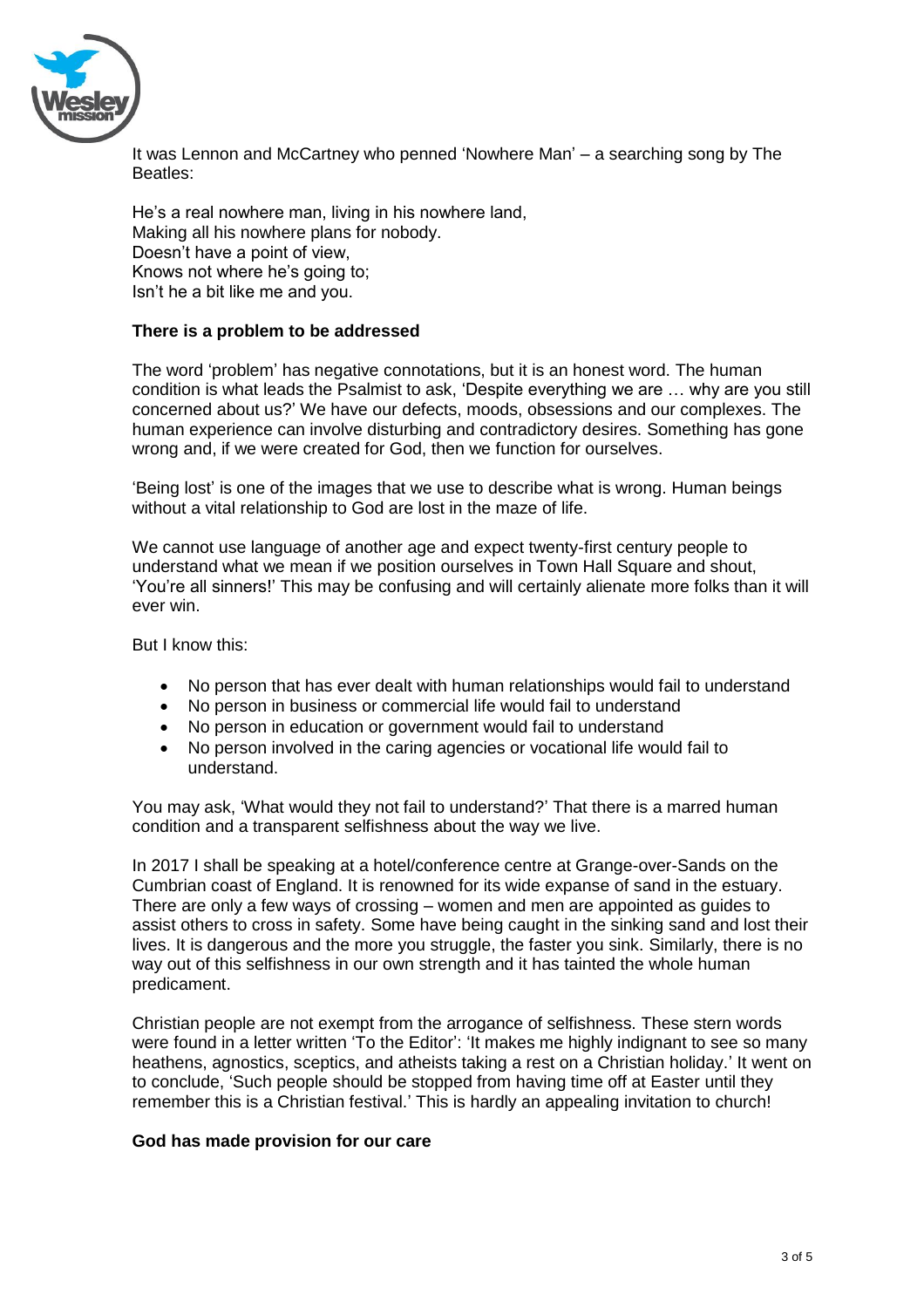It was Lennon and McCartney who penned 'Nowhere Man' – a searching song by The Beatles:

He's a real nowhere man, living in his nowhere land,
Making all his nowhere plans for nobody.
Doesn't have a point of view,
Knows not where he's going to;
Isn't he a bit like me and you.

**There is a problem to be addressed**

The word 'problem' has negative connotations, but it is an honest word. The human condition is what leads the Psalmist to ask, 'Despite everything we are … why are you still concerned about us?' We have our defects, moods, obsessions and our complexes. The human experience can involve disturbing and contradictory desires. Something has gone wrong and, if we were created for God, then we function for ourselves.

'Being lost' is one of the images that we use to describe what is wrong. Human beings without a vital relationship to God are lost in the maze of life.

We cannot use language of another age and expect twenty-first century people to understand what we mean if we position ourselves in Town Hall Square and shout, 'You're all sinners!' This may be confusing and will certainly alienate more folks than it will ever win.

But I know this:

- No person that has ever dealt with human relationships would fail to understand
- No person in business or commercial life would fail to understand
- No person in education or government would fail to understand
- No person involved in the caring agencies or vocational life would fail to understand.

You may ask, 'What would they not fail to understand?' That there is a marred human condition and a transparent selfishness about the way we live.

In 2017 I shall be speaking at a hotel/conference centre at Grange-over-Sands on the Cumbrian coast of England. It is renowned for its wide expanse of sand in the estuary. There are only a few ways of crossing – women and men are appointed as guides to assist others to cross in safety. Some have being caught in the sinking sand and lost their lives. It is dangerous and the more you struggle, the faster you sink. Similarly, there is no way out of this selfishness in our own strength and it has tainted the whole human predicament.

Christian people are not exempt from the arrogance of selfishness. These stern words were found in a letter written 'To the Editor': 'It makes me highly indignant to see so many heathens, agnostics, sceptics, and atheists taking a rest on a Christian holiday.' It went on to conclude, 'Such people should be stopped from having time off at Easter until they remember this is a Christian festival.' This is hardly an appealing invitation to church!

**God has made provision for our care**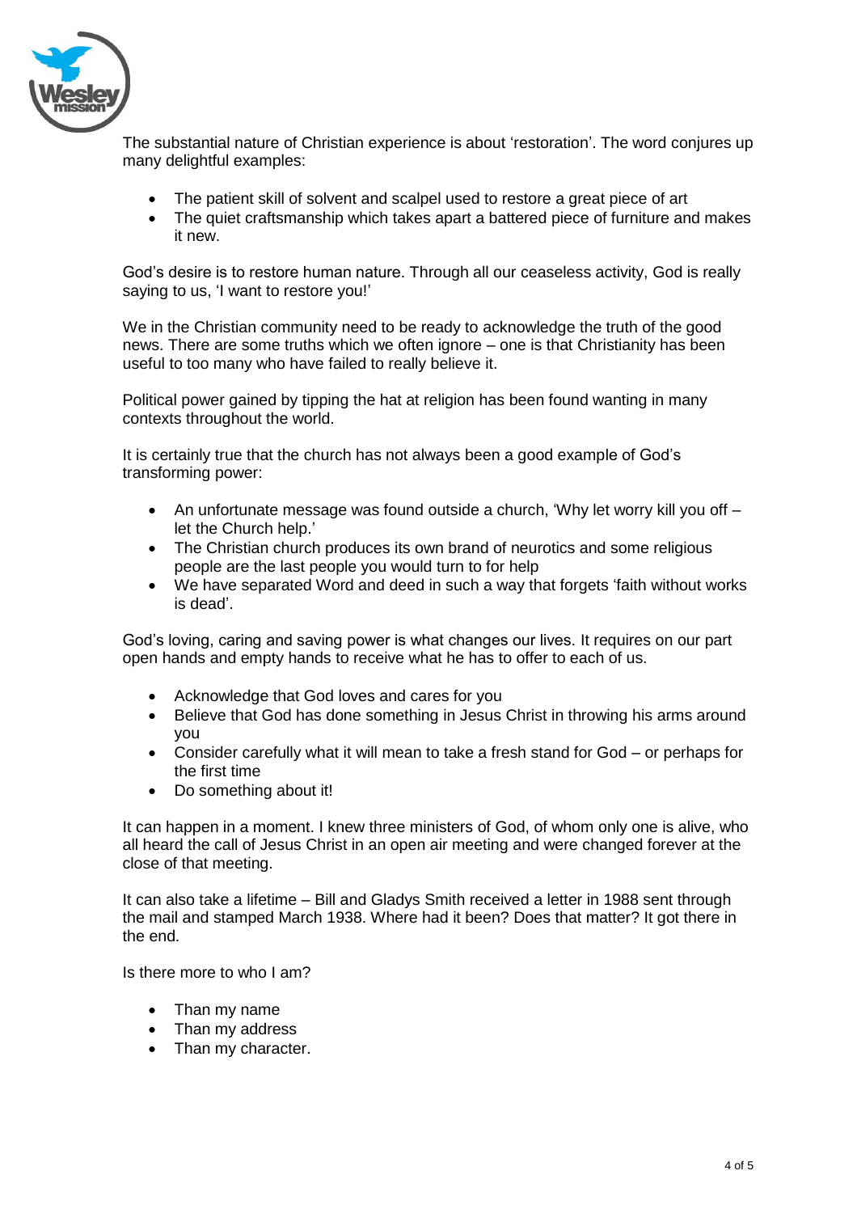The substantial nature of Christian experience is about 'restoration'. The word conjures up many delightful examples:

- The patient skill of solvent and scalpel used to restore a great piece of art
- The quiet craftsmanship which takes apart a battered piece of furniture and makes it new.

God's desire is to restore human nature. Through all our ceaseless activity, God is really saying to us, 'I want to restore you!'

We in the Christian community need to be ready to acknowledge the truth of the good news. There are some truths which we often ignore – one is that Christianity has been useful to too many who have failed to really believe it.

Political power gained by tipping the hat at religion has been found wanting in many contexts throughout the world.

It is certainly true that the church has not always been a good example of God's transforming power:

- An unfortunate message was found outside a church, 'Why let worry kill you off – let the Church help.'
- The Christian church produces its own brand of neurotics and some religious people are the last people you would turn to for help
- We have separated Word and deed in such a way that forgets 'faith without works is dead'.

God's loving, caring and saving power is what changes our lives. It requires on our part open hands and empty hands to receive what he has to offer to each of us.

- Acknowledge that God loves and cares for you
- Believe that God has done something in Jesus Christ in throwing his arms around you
- Consider carefully what it will mean to take a fresh stand for God – or perhaps for the first time
- Do something about it!

It can happen in a moment. I knew three ministers of God, of whom only one is alive, who all heard the call of Jesus Christ in an open air meeting and were changed forever at the close of that meeting.

It can also take a lifetime – Bill and Gladys Smith received a letter in 1988 sent through the mail and stamped March 1938. Where had it been? Does that matter? It got there in the end.

Is there more to who I am?

- Than my name
- Than my address
- Than my character.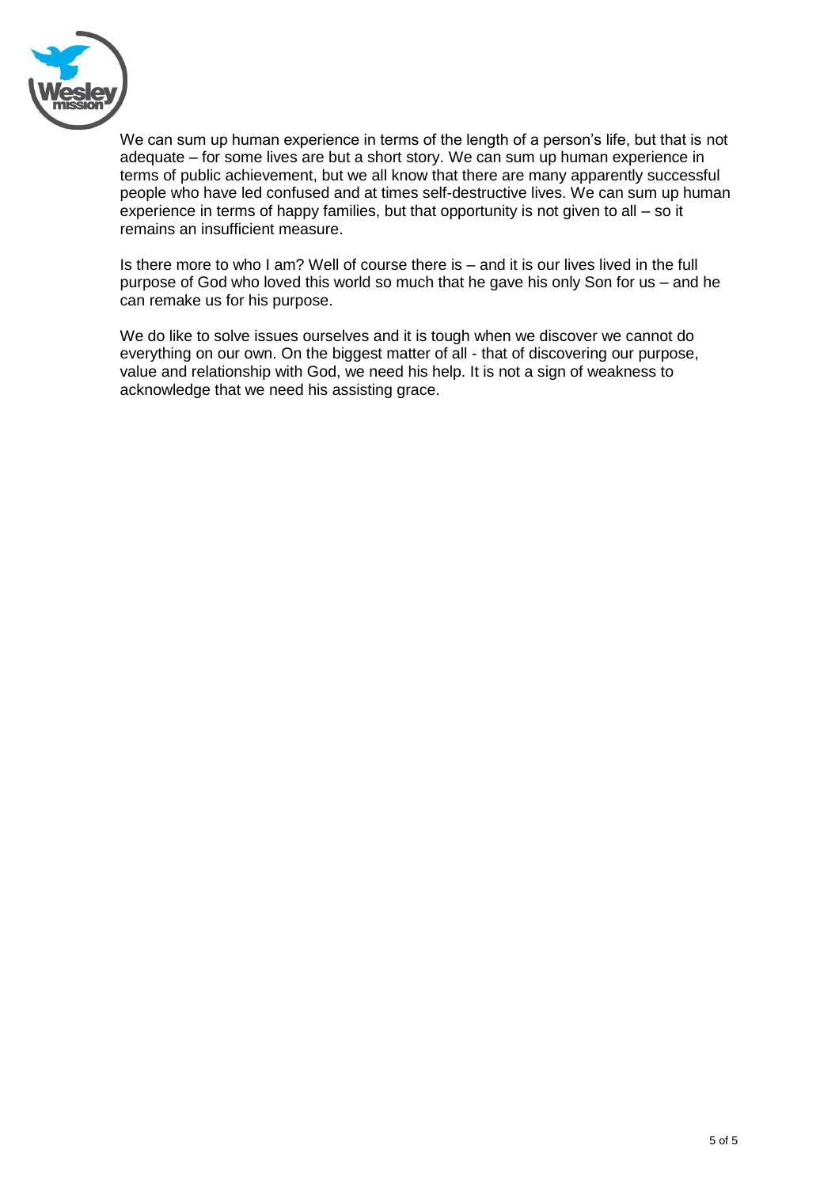We can sum up human experience in terms of the length of a person's life, but that is not adequate – for some lives are but a short story. We can sum up human experience in terms of public achievement, but we all know that there are many apparently successful people who have led confused and at times self-destructive lives. We can sum up human experience in terms of happy families, but that opportunity is not given to all – so it remains an insufficient measure.

Is there more to who I am? Well of course there is – and it is our lives lived in the full purpose of God who loved this world so much that he gave his only Son for us – and he can remake us for his purpose.

We do like to solve issues ourselves and it is tough when we discover we cannot do everything on our own. On the biggest matter of all - that of discovering our purpose, value and relationship with God, we need his help. It is not a sign of weakness to acknowledge that we need his assisting grace.